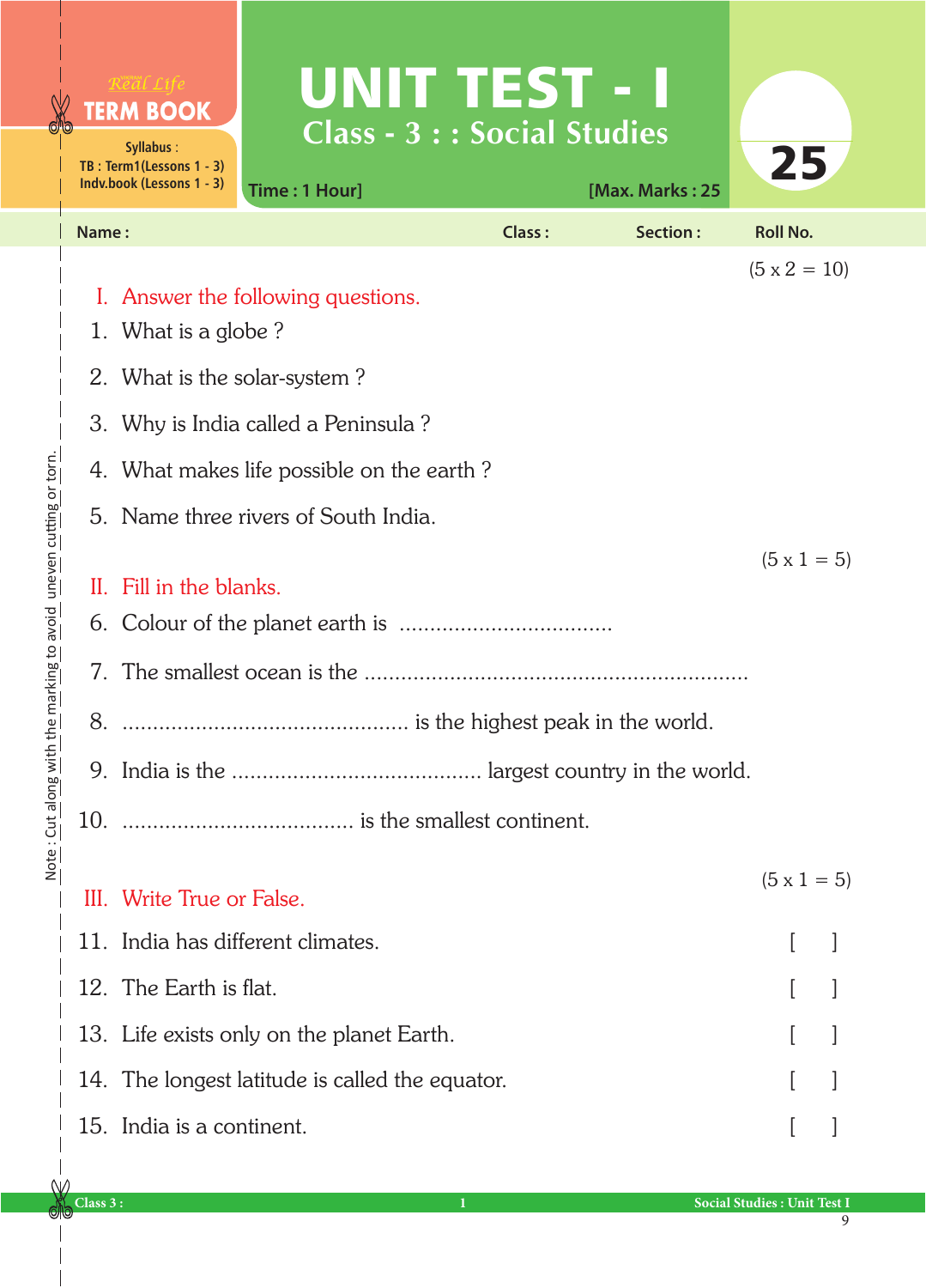Real Life
**TERM BOOK**

Syllabus :
TB : Term1(Lessons 1 - 3)
Indv.book (Lessons 1 - 3)

# UNIT TEST - I

## Class - 3 : : Social Studies

Time : 1 Hour] [Max. Marks : 25

25

**Name :** **Class :** **Section :** **Roll No.**

(5 x 2 = 10)

### I. Answer the following questions.

1. What is a globe ?
2. What is the solar-system ?
3. Why is India called a Peninsula ?
4. What makes life possible on the earth ?
5. Name three rivers of South India.

(5 x 1 = 5)

### II. Fill in the blanks.

6. Colour of the planet earth is ..................................
7. The smallest ocean is the .............................................................
8. .............................................. is the highest peak in the world.
9. India is the ........................................ largest country in the world.
10. ..................................... is the smallest continent.

(5 x 1 = 5)

### III. Write True or False.

11. India has different climates. [ ]
12. The Earth is flat. [ ]
13. Life exists only on the planet Earth. [ ]
14. The longest latitude is called the equator. [ ]
15. India is a continent. [ ]

Note : Cut along with the marking to avoid uneven cutting or torn.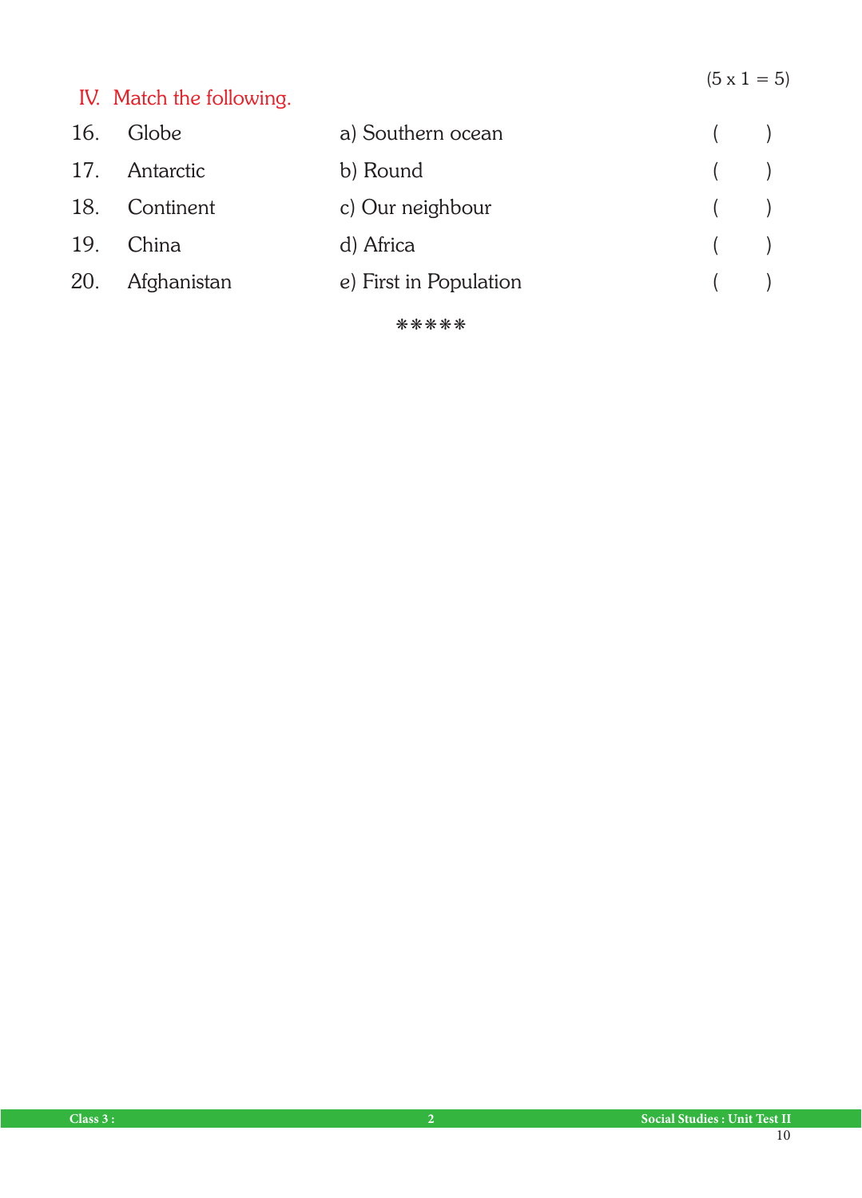## IV. Match the following.

(5 x 1 = 5)

| | | | |
|---|---|---|---|
| 16. | Globe | a) Southern ocean | ( ) |
| 17. | Antarctic | b) Round | ( ) |
| 18. | Continent | c) Our neighbour | ( ) |
| 19. | China | d) Africa | ( ) |
| 20. | Afghanistan | e) First in Population | ( ) |

*****